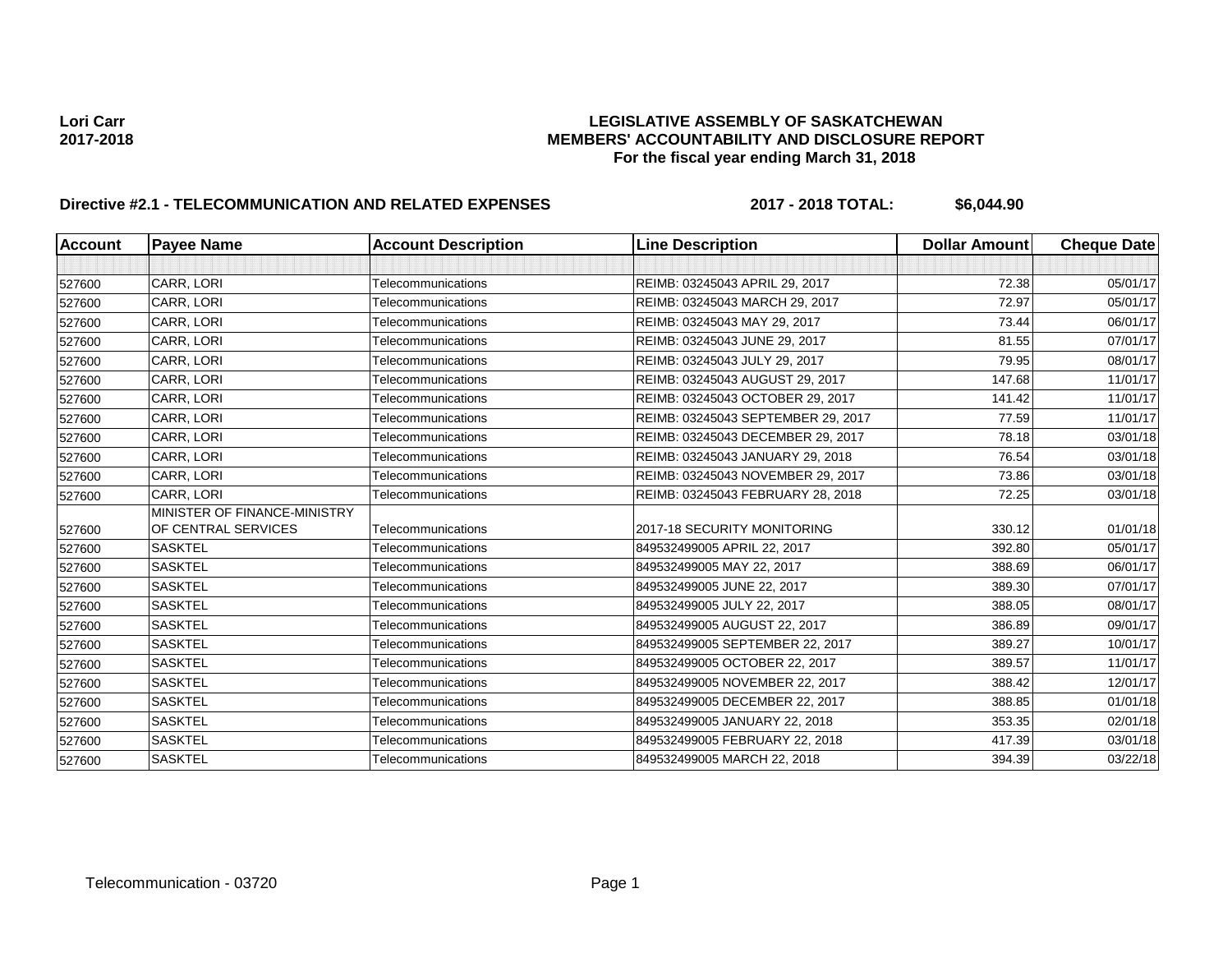**Lori Carr**
**2017-2018**

**LEGISLATIVE ASSEMBLY OF SASKATCHEWAN**
**MEMBERS' ACCOUNTABILITY AND DISCLOSURE REPORT**
**For the fiscal year ending March 31, 2018**

## Directive #2.1 - TELECOMMUNICATION AND RELATED EXPENSES

**2017 - 2018 TOTAL: $6,044.90**

| Account | Payee Name | Account Description | Line Description | Dollar Amount | Cheque Date |
|---|---|---|---|---|---|
| | | | | | |
| 527600 | CARR, LORI | Telecommunications | REIMB: 03245043 APRIL 29, 2017 | 72.38 | 05/01/17 |
| 527600 | CARR, LORI | Telecommunications | REIMB: 03245043 MARCH 29, 2017 | 72.97 | 05/01/17 |
| 527600 | CARR, LORI | Telecommunications | REIMB: 03245043 MAY 29, 2017 | 73.44 | 06/01/17 |
| 527600 | CARR, LORI | Telecommunications | REIMB: 03245043 JUNE 29, 2017 | 81.55 | 07/01/17 |
| 527600 | CARR, LORI | Telecommunications | REIMB: 03245043 JULY 29, 2017 | 79.95 | 08/01/17 |
| 527600 | CARR, LORI | Telecommunications | REIMB: 03245043 AUGUST 29, 2017 | 147.68 | 11/01/17 |
| 527600 | CARR, LORI | Telecommunications | REIMB: 03245043 OCTOBER 29, 2017 | 141.42 | 11/01/17 |
| 527600 | CARR, LORI | Telecommunications | REIMB: 03245043 SEPTEMBER 29, 2017 | 77.59 | 11/01/17 |
| 527600 | CARR, LORI | Telecommunications | REIMB: 03245043 DECEMBER 29, 2017 | 78.18 | 03/01/18 |
| 527600 | CARR, LORI | Telecommunications | REIMB: 03245043 JANUARY 29, 2018 | 76.54 | 03/01/18 |
| 527600 | CARR, LORI | Telecommunications | REIMB: 03245043 NOVEMBER 29, 2017 | 73.86 | 03/01/18 |
| 527600 | CARR, LORI | Telecommunications | REIMB: 03245043 FEBRUARY 28, 2018 | 72.25 | 03/01/18 |
| 527600 | MINISTER OF FINANCE-MINISTRY OF CENTRAL SERVICES | Telecommunications | 2017-18 SECURITY MONITORING | 330.12 | 01/01/18 |
| 527600 | SASKTEL | Telecommunications | 849532499005 APRIL 22, 2017 | 392.80 | 05/01/17 |
| 527600 | SASKTEL | Telecommunications | 849532499005 MAY 22, 2017 | 388.69 | 06/01/17 |
| 527600 | SASKTEL | Telecommunications | 849532499005 JUNE 22, 2017 | 389.30 | 07/01/17 |
| 527600 | SASKTEL | Telecommunications | 849532499005 JULY 22, 2017 | 388.05 | 08/01/17 |
| 527600 | SASKTEL | Telecommunications | 849532499005 AUGUST 22, 2017 | 386.89 | 09/01/17 |
| 527600 | SASKTEL | Telecommunications | 849532499005 SEPTEMBER 22, 2017 | 389.27 | 10/01/17 |
| 527600 | SASKTEL | Telecommunications | 849532499005 OCTOBER 22, 2017 | 389.57 | 11/01/17 |
| 527600 | SASKTEL | Telecommunications | 849532499005 NOVEMBER 22, 2017 | 388.42 | 12/01/17 |
| 527600 | SASKTEL | Telecommunications | 849532499005 DECEMBER 22, 2017 | 388.85 | 01/01/18 |
| 527600 | SASKTEL | Telecommunications | 849532499005 JANUARY 22, 2018 | 353.35 | 02/01/18 |
| 527600 | SASKTEL | Telecommunications | 849532499005 FEBRUARY 22, 2018 | 417.39 | 03/01/18 |
| 527600 | SASKTEL | Telecommunications | 849532499005 MARCH 22, 2018 | 394.39 | 03/22/18 |

Telecommunication - 03720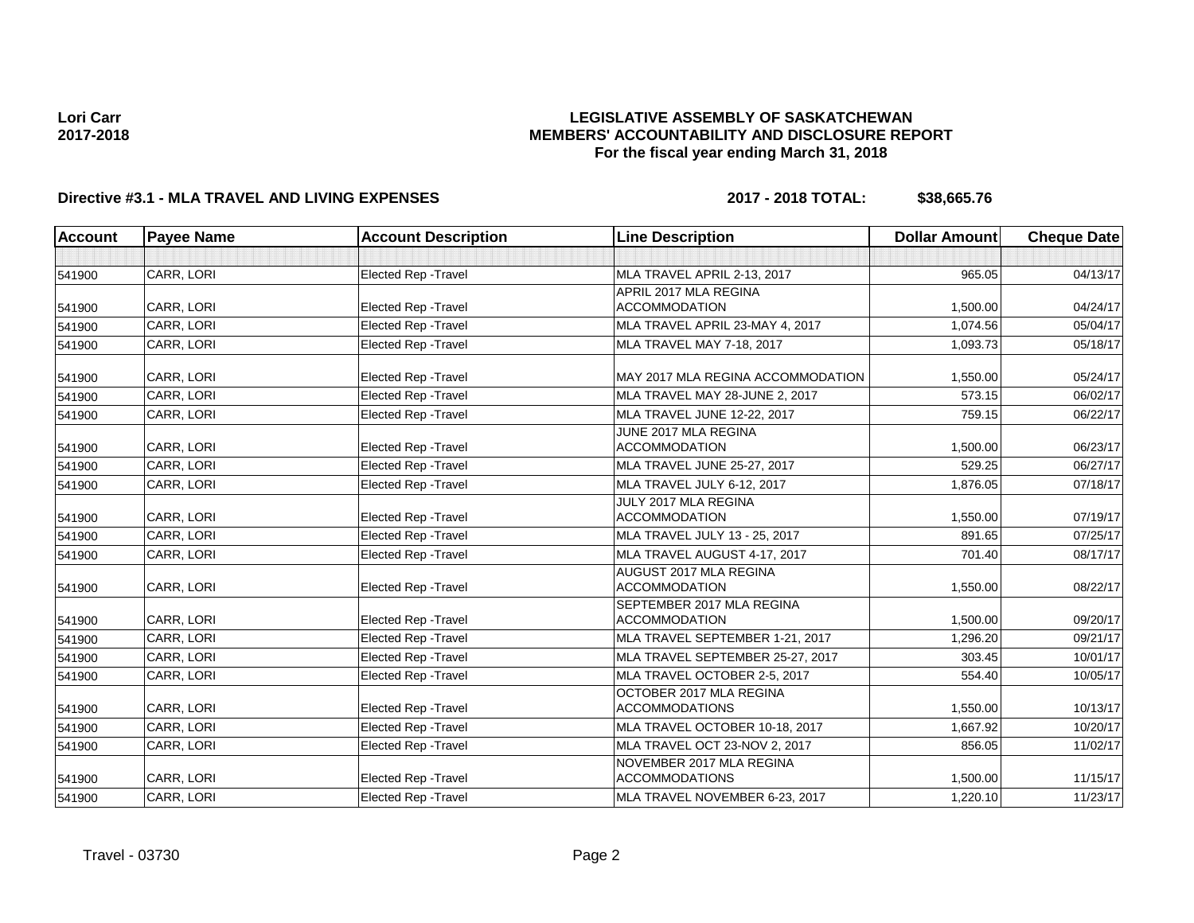**Lori Carr**
**2017-2018**

**LEGISLATIVE ASSEMBLY OF SASKATCHEWAN**
**MEMBERS' ACCOUNTABILITY AND DISCLOSURE REPORT**
**For the fiscal year ending March 31, 2018**

**Directive #3.1 - MLA TRAVEL AND LIVING EXPENSES** **2017 - 2018 TOTAL: $38,665.76**

| Account | Payee Name | Account Description | Line Description | Dollar Amount | Cheque Date |
|---|---|---|---|---|---|
| | | | | | |
| 541900 | CARR, LORI | Elected Rep -Travel | MLA TRAVEL APRIL 2-13, 2017 | 965.05 | 04/13/17 |
| 541900 | CARR, LORI | Elected Rep -Travel | APRIL 2017 MLA REGINA ACCOMMODATION | 1,500.00 | 04/24/17 |
| 541900 | CARR, LORI | Elected Rep -Travel | MLA TRAVEL APRIL 23-MAY 4, 2017 | 1,074.56 | 05/04/17 |
| 541900 | CARR, LORI | Elected Rep -Travel | MLA TRAVEL MAY 7-18, 2017 | 1,093.73 | 05/18/17 |
| 541900 | CARR, LORI | Elected Rep -Travel | MAY 2017 MLA REGINA ACCOMMODATION | 1,550.00 | 05/24/17 |
| 541900 | CARR, LORI | Elected Rep -Travel | MLA TRAVEL MAY 28-JUNE 2, 2017 | 573.15 | 06/02/17 |
| 541900 | CARR, LORI | Elected Rep -Travel | MLA TRAVEL JUNE 12-22, 2017 | 759.15 | 06/22/17 |
| 541900 | CARR, LORI | Elected Rep -Travel | JUNE 2017 MLA REGINA ACCOMMODATION | 1,500.00 | 06/23/17 |
| 541900 | CARR, LORI | Elected Rep -Travel | MLA TRAVEL JUNE 25-27, 2017 | 529.25 | 06/27/17 |
| 541900 | CARR, LORI | Elected Rep -Travel | MLA TRAVEL JULY 6-12, 2017 | 1,876.05 | 07/18/17 |
| 541900 | CARR, LORI | Elected Rep -Travel | JULY 2017 MLA REGINA ACCOMMODATION | 1,550.00 | 07/19/17 |
| 541900 | CARR, LORI | Elected Rep -Travel | MLA TRAVEL JULY 13 - 25, 2017 | 891.65 | 07/25/17 |
| 541900 | CARR, LORI | Elected Rep -Travel | MLA TRAVEL AUGUST 4-17, 2017 | 701.40 | 08/17/17 |
| 541900 | CARR, LORI | Elected Rep -Travel | AUGUST 2017 MLA REGINA ACCOMMODATION | 1,550.00 | 08/22/17 |
| 541900 | CARR, LORI | Elected Rep -Travel | SEPTEMBER 2017 MLA REGINA ACCOMMODATION | 1,500.00 | 09/20/17 |
| 541900 | CARR, LORI | Elected Rep -Travel | MLA TRAVEL SEPTEMBER 1-21, 2017 | 1,296.20 | 09/21/17 |
| 541900 | CARR, LORI | Elected Rep -Travel | MLA TRAVEL SEPTEMBER 25-27, 2017 | 303.45 | 10/01/17 |
| 541900 | CARR, LORI | Elected Rep -Travel | MLA TRAVEL OCTOBER 2-5, 2017 | 554.40 | 10/05/17 |
| 541900 | CARR, LORI | Elected Rep -Travel | OCTOBER 2017 MLA REGINA ACCOMMODATIONS | 1,550.00 | 10/13/17 |
| 541900 | CARR, LORI | Elected Rep -Travel | MLA TRAVEL OCTOBER 10-18, 2017 | 1,667.92 | 10/20/17 |
| 541900 | CARR, LORI | Elected Rep -Travel | MLA TRAVEL OCT 23-NOV 2, 2017 | 856.05 | 11/02/17 |
| 541900 | CARR, LORI | Elected Rep -Travel | NOVEMBER 2017 MLA REGINA ACCOMMODATIONS | 1,500.00 | 11/15/17 |
| 541900 | CARR, LORI | Elected Rep -Travel | MLA TRAVEL NOVEMBER 6-23, 2017 | 1,220.10 | 11/23/17 |

Travel - 03730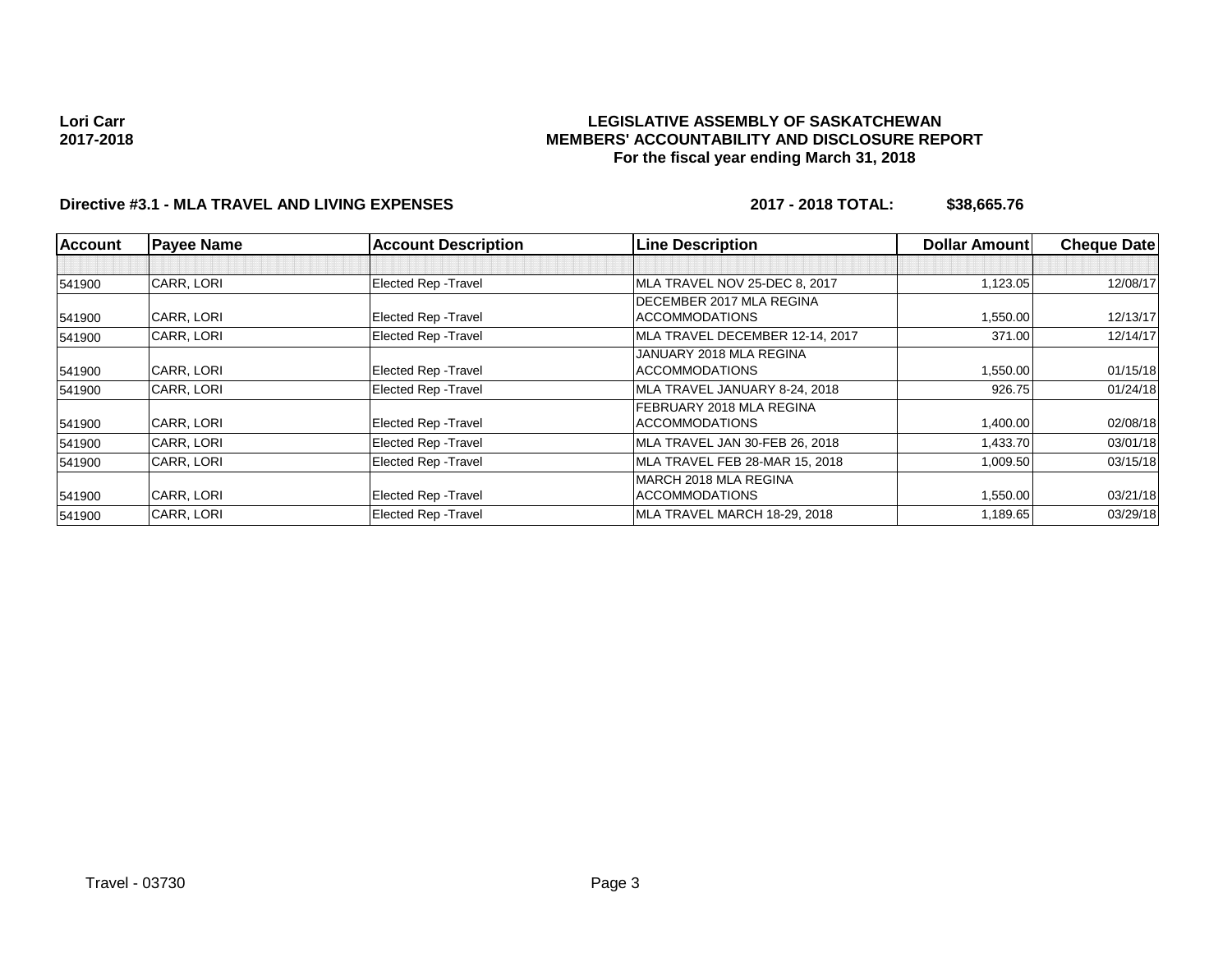**Lori Carr**
**2017-2018**

**LEGISLATIVE ASSEMBLY OF SASKATCHEWAN**
**MEMBERS' ACCOUNTABILITY AND DISCLOSURE REPORT**
**For the fiscal year ending March 31, 2018**

**Directive #3.1 - MLA TRAVEL AND LIVING EXPENSES** **2017 - 2018 TOTAL: $38,665.76**

| Account | Payee Name | Account Description | Line Description | Dollar Amount | Cheque Date |
|---|---|---|---|---|---|
| | | | | | |
| 541900 | CARR, LORI | Elected Rep -Travel | MLA TRAVEL NOV 25-DEC 8, 2017 | 1,123.05 | 12/08/17 |
| 541900 | CARR, LORI | Elected Rep -Travel | DECEMBER 2017 MLA REGINA ACCOMMODATIONS | 1,550.00 | 12/13/17 |
| 541900 | CARR, LORI | Elected Rep -Travel | MLA TRAVEL DECEMBER 12-14, 2017 | 371.00 | 12/14/17 |
| 541900 | CARR, LORI | Elected Rep -Travel | JANUARY 2018 MLA REGINA ACCOMMODATIONS | 1,550.00 | 01/15/18 |
| 541900 | CARR, LORI | Elected Rep -Travel | MLA TRAVEL JANUARY 8-24, 2018 | 926.75 | 01/24/18 |
| 541900 | CARR, LORI | Elected Rep -Travel | FEBRUARY 2018 MLA REGINA ACCOMMODATIONS | 1,400.00 | 02/08/18 |
| 541900 | CARR, LORI | Elected Rep -Travel | MLA TRAVEL JAN 30-FEB 26, 2018 | 1,433.70 | 03/01/18 |
| 541900 | CARR, LORI | Elected Rep -Travel | MLA TRAVEL FEB 28-MAR 15, 2018 | 1,009.50 | 03/15/18 |
| 541900 | CARR, LORI | Elected Rep -Travel | MARCH 2018 MLA REGINA ACCOMMODATIONS | 1,550.00 | 03/21/18 |
| 541900 | CARR, LORI | Elected Rep -Travel | MLA TRAVEL MARCH 18-29, 2018 | 1,189.65 | 03/29/18 |

Travel - 03730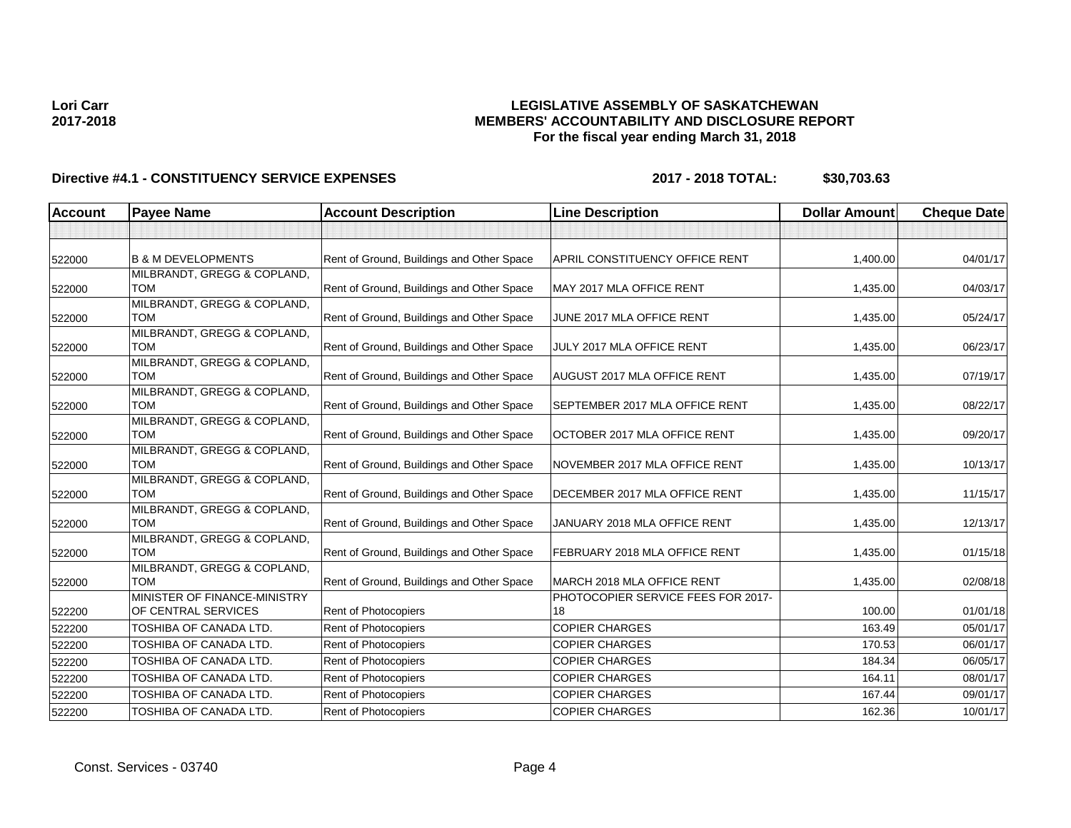**Lori Carr**
**2017-2018**

**LEGISLATIVE ASSEMBLY OF SASKATCHEWAN**
**MEMBERS' ACCOUNTABILITY AND DISCLOSURE REPORT**
**For the fiscal year ending March 31, 2018**

**Directive #4.1 - CONSTITUENCY SERVICE EXPENSES** **2017 - 2018 TOTAL: $30,703.63**

| Account | Payee Name | Account Description | Line Description | Dollar Amount | Cheque Date |
|---|---|---|---|---|---|
| | | | | | |
| 522000 | B & M DEVELOPMENTS | Rent of Ground, Buildings and Other Space | APRIL CONSTITUENCY OFFICE RENT | 1,400.00 | 04/01/17 |
| 522000 | MILBRANDT, GREGG & COPLAND, TOM | Rent of Ground, Buildings and Other Space | MAY 2017 MLA OFFICE RENT | 1,435.00 | 04/03/17 |
| 522000 | MILBRANDT, GREGG & COPLAND, TOM | Rent of Ground, Buildings and Other Space | JUNE 2017 MLA OFFICE RENT | 1,435.00 | 05/24/17 |
| 522000 | MILBRANDT, GREGG & COPLAND, TOM | Rent of Ground, Buildings and Other Space | JULY 2017 MLA OFFICE RENT | 1,435.00 | 06/23/17 |
| 522000 | MILBRANDT, GREGG & COPLAND, TOM | Rent of Ground, Buildings and Other Space | AUGUST 2017 MLA OFFICE RENT | 1,435.00 | 07/19/17 |
| 522000 | MILBRANDT, GREGG & COPLAND, TOM | Rent of Ground, Buildings and Other Space | SEPTEMBER 2017 MLA OFFICE RENT | 1,435.00 | 08/22/17 |
| 522000 | MILBRANDT, GREGG & COPLAND, TOM | Rent of Ground, Buildings and Other Space | OCTOBER 2017 MLA OFFICE RENT | 1,435.00 | 09/20/17 |
| 522000 | MILBRANDT, GREGG & COPLAND, TOM | Rent of Ground, Buildings and Other Space | NOVEMBER 2017 MLA OFFICE RENT | 1,435.00 | 10/13/17 |
| 522000 | MILBRANDT, GREGG & COPLAND, TOM | Rent of Ground, Buildings and Other Space | DECEMBER 2017 MLA OFFICE RENT | 1,435.00 | 11/15/17 |
| 522000 | MILBRANDT, GREGG & COPLAND, TOM | Rent of Ground, Buildings and Other Space | JANUARY 2018 MLA OFFICE RENT | 1,435.00 | 12/13/17 |
| 522000 | MILBRANDT, GREGG & COPLAND, TOM | Rent of Ground, Buildings and Other Space | FEBRUARY 2018 MLA OFFICE RENT | 1,435.00 | 01/15/18 |
| 522000 | MILBRANDT, GREGG & COPLAND, TOM | Rent of Ground, Buildings and Other Space | MARCH 2018 MLA OFFICE RENT | 1,435.00 | 02/08/18 |
| 522200 | MINISTER OF FINANCE-MINISTRY OF CENTRAL SERVICES | Rent of Photocopiers | PHOTOCOPIER SERVICE FEES FOR 2017-18 | 100.00 | 01/01/18 |
| 522200 | TOSHIBA OF CANADA LTD. | Rent of Photocopiers | COPIER CHARGES | 163.49 | 05/01/17 |
| 522200 | TOSHIBA OF CANADA LTD. | Rent of Photocopiers | COPIER CHARGES | 170.53 | 06/01/17 |
| 522200 | TOSHIBA OF CANADA LTD. | Rent of Photocopiers | COPIER CHARGES | 184.34 | 06/05/17 |
| 522200 | TOSHIBA OF CANADA LTD. | Rent of Photocopiers | COPIER CHARGES | 164.11 | 08/01/17 |
| 522200 | TOSHIBA OF CANADA LTD. | Rent of Photocopiers | COPIER CHARGES | 167.44 | 09/01/17 |
| 522200 | TOSHIBA OF CANADA LTD. | Rent of Photocopiers | COPIER CHARGES | 162.36 | 10/01/17 |

Const. Services - 03740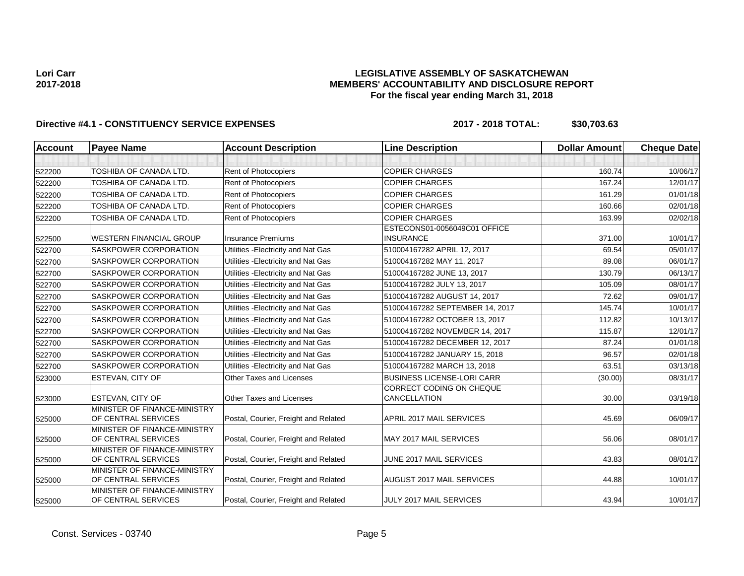**Lori Carr**
**2017-2018**

**LEGISLATIVE ASSEMBLY OF SASKATCHEWAN**
**MEMBERS' ACCOUNTABILITY AND DISCLOSURE REPORT**
**For the fiscal year ending March 31, 2018**

**Directive #4.1 - CONSTITUENCY SERVICE EXPENSES** **2017 - 2018 TOTAL: $30,703.63**

| Account | Payee Name | Account Description | Line Description | Dollar Amount | Cheque Date |
|---|---|---|---|---|---|
| | | | | | |
| 522200 | TOSHIBA OF CANADA LTD. | Rent of Photocopiers | COPIER CHARGES | 160.74 | 10/06/17 |
| 522200 | TOSHIBA OF CANADA LTD. | Rent of Photocopiers | COPIER CHARGES | 167.24 | 12/01/17 |
| 522200 | TOSHIBA OF CANADA LTD. | Rent of Photocopiers | COPIER CHARGES | 161.29 | 01/01/18 |
| 522200 | TOSHIBA OF CANADA LTD. | Rent of Photocopiers | COPIER CHARGES | 160.66 | 02/01/18 |
| 522200 | TOSHIBA OF CANADA LTD. | Rent of Photocopiers | COPIER CHARGES | 163.99 | 02/02/18 |
| 522500 | WESTERN FINANCIAL GROUP | Insurance Premiums | ESTECONS01-0056049C01 OFFICE INSURANCE | 371.00 | 10/01/17 |
| 522700 | SASKPOWER CORPORATION | Utilities -Electricity and Nat Gas | 510004167282 APRIL 12, 2017 | 69.54 | 05/01/17 |
| 522700 | SASKPOWER CORPORATION | Utilities -Electricity and Nat Gas | 510004167282 MAY 11, 2017 | 89.08 | 06/01/17 |
| 522700 | SASKPOWER CORPORATION | Utilities -Electricity and Nat Gas | 510004167282 JUNE 13, 2017 | 130.79 | 06/13/17 |
| 522700 | SASKPOWER CORPORATION | Utilities -Electricity and Nat Gas | 510004167282 JULY 13, 2017 | 105.09 | 08/01/17 |
| 522700 | SASKPOWER CORPORATION | Utilities -Electricity and Nat Gas | 510004167282 AUGUST 14, 2017 | 72.62 | 09/01/17 |
| 522700 | SASKPOWER CORPORATION | Utilities -Electricity and Nat Gas | 510004167282 SEPTEMBER 14, 2017 | 145.74 | 10/01/17 |
| 522700 | SASKPOWER CORPORATION | Utilities -Electricity and Nat Gas | 510004167282 OCTOBER 13, 2017 | 112.82 | 10/13/17 |
| 522700 | SASKPOWER CORPORATION | Utilities -Electricity and Nat Gas | 510004167282 NOVEMBER 14, 2017 | 115.87 | 12/01/17 |
| 522700 | SASKPOWER CORPORATION | Utilities -Electricity and Nat Gas | 510004167282 DECEMBER 12, 2017 | 87.24 | 01/01/18 |
| 522700 | SASKPOWER CORPORATION | Utilities -Electricity and Nat Gas | 510004167282 JANUARY 15, 2018 | 96.57 | 02/01/18 |
| 522700 | SASKPOWER CORPORATION | Utilities -Electricity and Nat Gas | 510004167282 MARCH 13, 2018 | 63.51 | 03/13/18 |
| 523000 | ESTEVAN, CITY OF | Other Taxes and Licenses | BUSINESS LICENSE-LORI CARR | (30.00) | 08/31/17 |
| 523000 | ESTEVAN, CITY OF | Other Taxes and Licenses | CORRECT CODING ON CHEQUE CANCELLATION | 30.00 | 03/19/18 |
| 525000 | MINISTER OF FINANCE-MINISTRY OF CENTRAL SERVICES | Postal, Courier, Freight and Related | APRIL 2017 MAIL SERVICES | 45.69 | 06/09/17 |
| 525000 | MINISTER OF FINANCE-MINISTRY OF CENTRAL SERVICES | Postal, Courier, Freight and Related | MAY 2017 MAIL SERVICES | 56.06 | 08/01/17 |
| 525000 | MINISTER OF FINANCE-MINISTRY OF CENTRAL SERVICES | Postal, Courier, Freight and Related | JUNE 2017 MAIL SERVICES | 43.83 | 08/01/17 |
| 525000 | MINISTER OF FINANCE-MINISTRY OF CENTRAL SERVICES | Postal, Courier, Freight and Related | AUGUST 2017 MAIL SERVICES | 44.88 | 10/01/17 |
| 525000 | MINISTER OF FINANCE-MINISTRY OF CENTRAL SERVICES | Postal, Courier, Freight and Related | JULY 2017 MAIL SERVICES | 43.94 | 10/01/17 |

Const. Services - 03740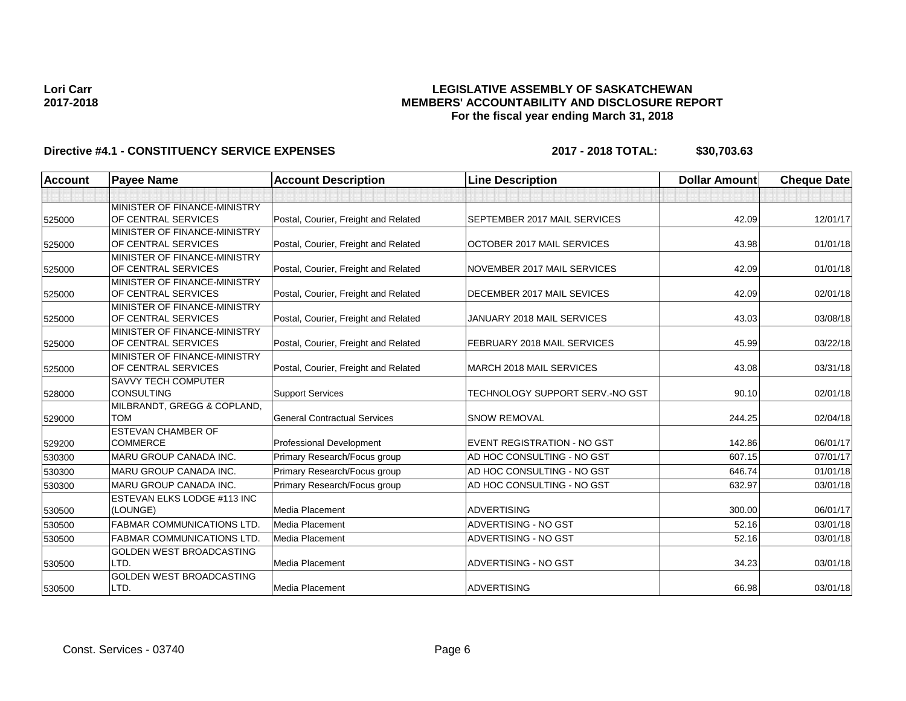**Lori Carr**
**2017-2018**

# LEGISLATIVE ASSEMBLY OF SASKATCHEWAN
## MEMBERS' ACCOUNTABILITY AND DISCLOSURE REPORT
### For the fiscal year ending March 31, 2018

**Directive #4.1 - CONSTITUENCY SERVICE EXPENSES** **2017 - 2018 TOTAL: $30,703.63**

| Account | Payee Name | Account Description | Line Description | Dollar Amount | Cheque Date |
|---|---|---|---|---|---|
| | | | | | |
| 525000 | MINISTER OF FINANCE-MINISTRY OF CENTRAL SERVICES | Postal, Courier, Freight and Related | SEPTEMBER 2017 MAIL SERVICES | 42.09 | 12/01/17 |
| 525000 | MINISTER OF FINANCE-MINISTRY OF CENTRAL SERVICES | Postal, Courier, Freight and Related | OCTOBER 2017 MAIL SERVICES | 43.98 | 01/01/18 |
| 525000 | MINISTER OF FINANCE-MINISTRY OF CENTRAL SERVICES | Postal, Courier, Freight and Related | NOVEMBER 2017 MAIL SERVICES | 42.09 | 01/01/18 |
| 525000 | MINISTER OF FINANCE-MINISTRY OF CENTRAL SERVICES | Postal, Courier, Freight and Related | DECEMBER 2017 MAIL SEVICES | 42.09 | 02/01/18 |
| 525000 | MINISTER OF FINANCE-MINISTRY OF CENTRAL SERVICES | Postal, Courier, Freight and Related | JANUARY 2018 MAIL SERVICES | 43.03 | 03/08/18 |
| 525000 | MINISTER OF FINANCE-MINISTRY OF CENTRAL SERVICES | Postal, Courier, Freight and Related | FEBRUARY 2018 MAIL SERVICES | 45.99 | 03/22/18 |
| 525000 | MINISTER OF FINANCE-MINISTRY OF CENTRAL SERVICES | Postal, Courier, Freight and Related | MARCH 2018 MAIL SERVICES | 43.08 | 03/31/18 |
| 528000 | SAVVY TECH COMPUTER CONSULTING | Support Services | TECHNOLOGY SUPPORT SERV.-NO GST | 90.10 | 02/01/18 |
| 529000 | MILBRANDT, GREGG & COPLAND, TOM | General Contractual Services | SNOW REMOVAL | 244.25 | 02/04/18 |
| 529200 | ESTEVAN CHAMBER OF COMMERCE | Professional Development | EVENT REGISTRATION - NO GST | 142.86 | 06/01/17 |
| 530300 | MARU GROUP CANADA INC. | Primary Research/Focus group | AD HOC CONSULTING - NO GST | 607.15 | 07/01/17 |
| 530300 | MARU GROUP CANADA INC. | Primary Research/Focus group | AD HOC CONSULTING - NO GST | 646.74 | 01/01/18 |
| 530300 | MARU GROUP CANADA INC. | Primary Research/Focus group | AD HOC CONSULTING - NO GST | 632.97 | 03/01/18 |
| 530500 | ESTEVAN ELKS LODGE #113 INC (LOUNGE) | Media Placement | ADVERTISING | 300.00 | 06/01/17 |
| 530500 | FABMAR COMMUNICATIONS LTD. | Media Placement | ADVERTISING - NO GST | 52.16 | 03/01/18 |
| 530500 | FABMAR COMMUNICATIONS LTD. | Media Placement | ADVERTISING - NO GST | 52.16 | 03/01/18 |
| 530500 | GOLDEN WEST BROADCASTING LTD. | Media Placement | ADVERTISING - NO GST | 34.23 | 03/01/18 |
| 530500 | GOLDEN WEST BROADCASTING LTD. | Media Placement | ADVERTISING | 66.98 | 03/01/18 |

Const. Services - 03740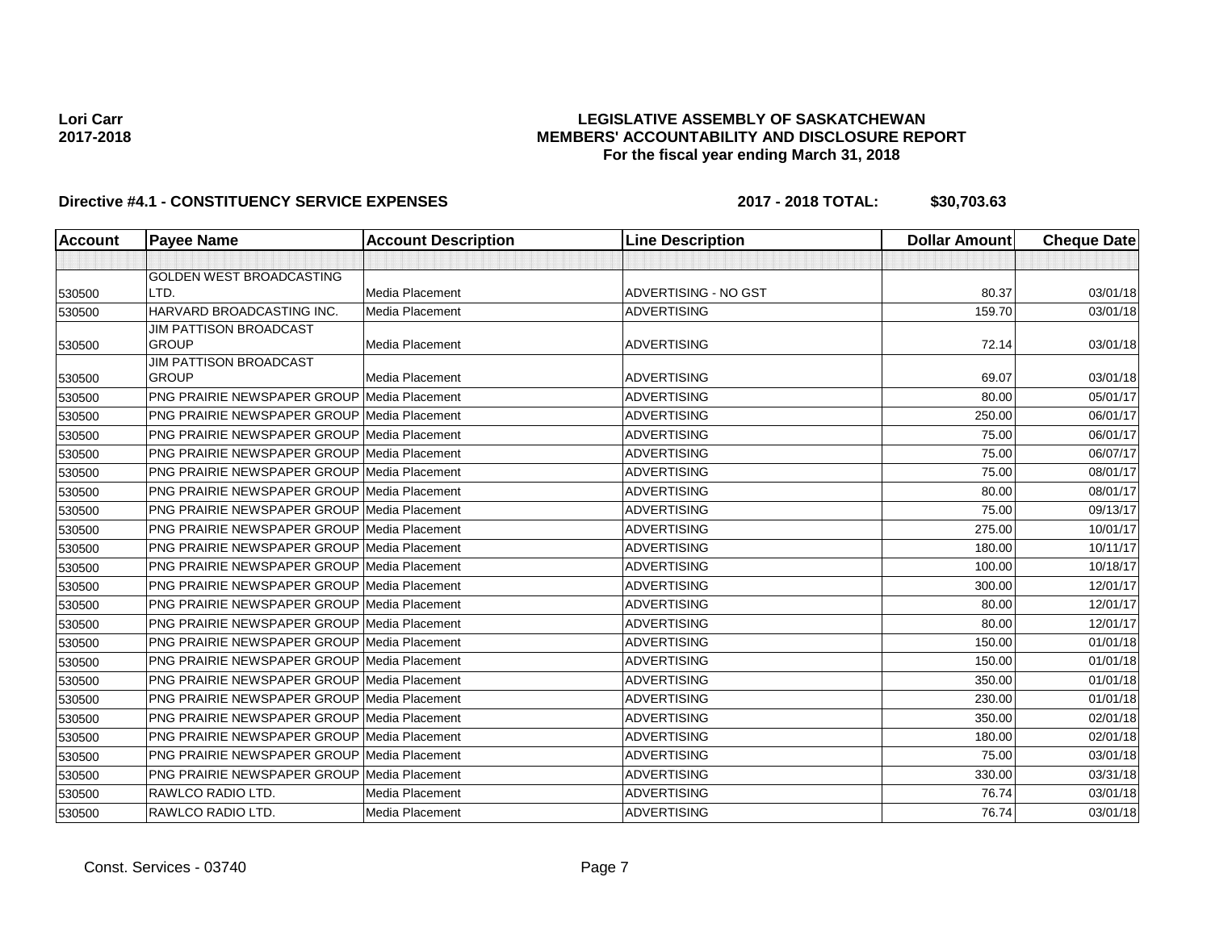**Lori Carr**
**2017-2018**

**LEGISLATIVE ASSEMBLY OF SASKATCHEWAN**
**MEMBERS' ACCOUNTABILITY AND DISCLOSURE REPORT**
**For the fiscal year ending March 31, 2018**

**Directive #4.1 - CONSTITUENCY SERVICE EXPENSES** **2017 - 2018 TOTAL: $30,703.63**

| Account | Payee Name | Account Description | Line Description | Dollar Amount | Cheque Date |
|---|---|---|---|---|---|
| | | | | | |
| 530500 | GOLDEN WEST BROADCASTING LTD. | Media Placement | ADVERTISING - NO GST | 80.37 | 03/01/18 |
| 530500 | HARVARD BROADCASTING INC. | Media Placement | ADVERTISING | 159.70 | 03/01/18 |
| 530500 | JIM PATTISON BROADCAST GROUP | Media Placement | ADVERTISING | 72.14 | 03/01/18 |
| 530500 | JIM PATTISON BROADCAST GROUP | Media Placement | ADVERTISING | 69.07 | 03/01/18 |
| 530500 | PNG PRAIRIE NEWSPAPER GROUP | Media Placement | ADVERTISING | 80.00 | 05/01/17 |
| 530500 | PNG PRAIRIE NEWSPAPER GROUP | Media Placement | ADVERTISING | 250.00 | 06/01/17 |
| 530500 | PNG PRAIRIE NEWSPAPER GROUP | Media Placement | ADVERTISING | 75.00 | 06/01/17 |
| 530500 | PNG PRAIRIE NEWSPAPER GROUP | Media Placement | ADVERTISING | 75.00 | 06/07/17 |
| 530500 | PNG PRAIRIE NEWSPAPER GROUP | Media Placement | ADVERTISING | 75.00 | 08/01/17 |
| 530500 | PNG PRAIRIE NEWSPAPER GROUP | Media Placement | ADVERTISING | 80.00 | 08/01/17 |
| 530500 | PNG PRAIRIE NEWSPAPER GROUP | Media Placement | ADVERTISING | 75.00 | 09/13/17 |
| 530500 | PNG PRAIRIE NEWSPAPER GROUP | Media Placement | ADVERTISING | 275.00 | 10/01/17 |
| 530500 | PNG PRAIRIE NEWSPAPER GROUP | Media Placement | ADVERTISING | 180.00 | 10/11/17 |
| 530500 | PNG PRAIRIE NEWSPAPER GROUP | Media Placement | ADVERTISING | 100.00 | 10/18/17 |
| 530500 | PNG PRAIRIE NEWSPAPER GROUP | Media Placement | ADVERTISING | 300.00 | 12/01/17 |
| 530500 | PNG PRAIRIE NEWSPAPER GROUP | Media Placement | ADVERTISING | 80.00 | 12/01/17 |
| 530500 | PNG PRAIRIE NEWSPAPER GROUP | Media Placement | ADVERTISING | 80.00 | 12/01/17 |
| 530500 | PNG PRAIRIE NEWSPAPER GROUP | Media Placement | ADVERTISING | 150.00 | 01/01/18 |
| 530500 | PNG PRAIRIE NEWSPAPER GROUP | Media Placement | ADVERTISING | 150.00 | 01/01/18 |
| 530500 | PNG PRAIRIE NEWSPAPER GROUP | Media Placement | ADVERTISING | 350.00 | 01/01/18 |
| 530500 | PNG PRAIRIE NEWSPAPER GROUP | Media Placement | ADVERTISING | 230.00 | 01/01/18 |
| 530500 | PNG PRAIRIE NEWSPAPER GROUP | Media Placement | ADVERTISING | 350.00 | 02/01/18 |
| 530500 | PNG PRAIRIE NEWSPAPER GROUP | Media Placement | ADVERTISING | 180.00 | 02/01/18 |
| 530500 | PNG PRAIRIE NEWSPAPER GROUP | Media Placement | ADVERTISING | 75.00 | 03/01/18 |
| 530500 | PNG PRAIRIE NEWSPAPER GROUP | Media Placement | ADVERTISING | 330.00 | 03/31/18 |
| 530500 | RAWLCO RADIO LTD. | Media Placement | ADVERTISING | 76.74 | 03/01/18 |
| 530500 | RAWLCO RADIO LTD. | Media Placement | ADVERTISING | 76.74 | 03/01/18 |

Const. Services - 03740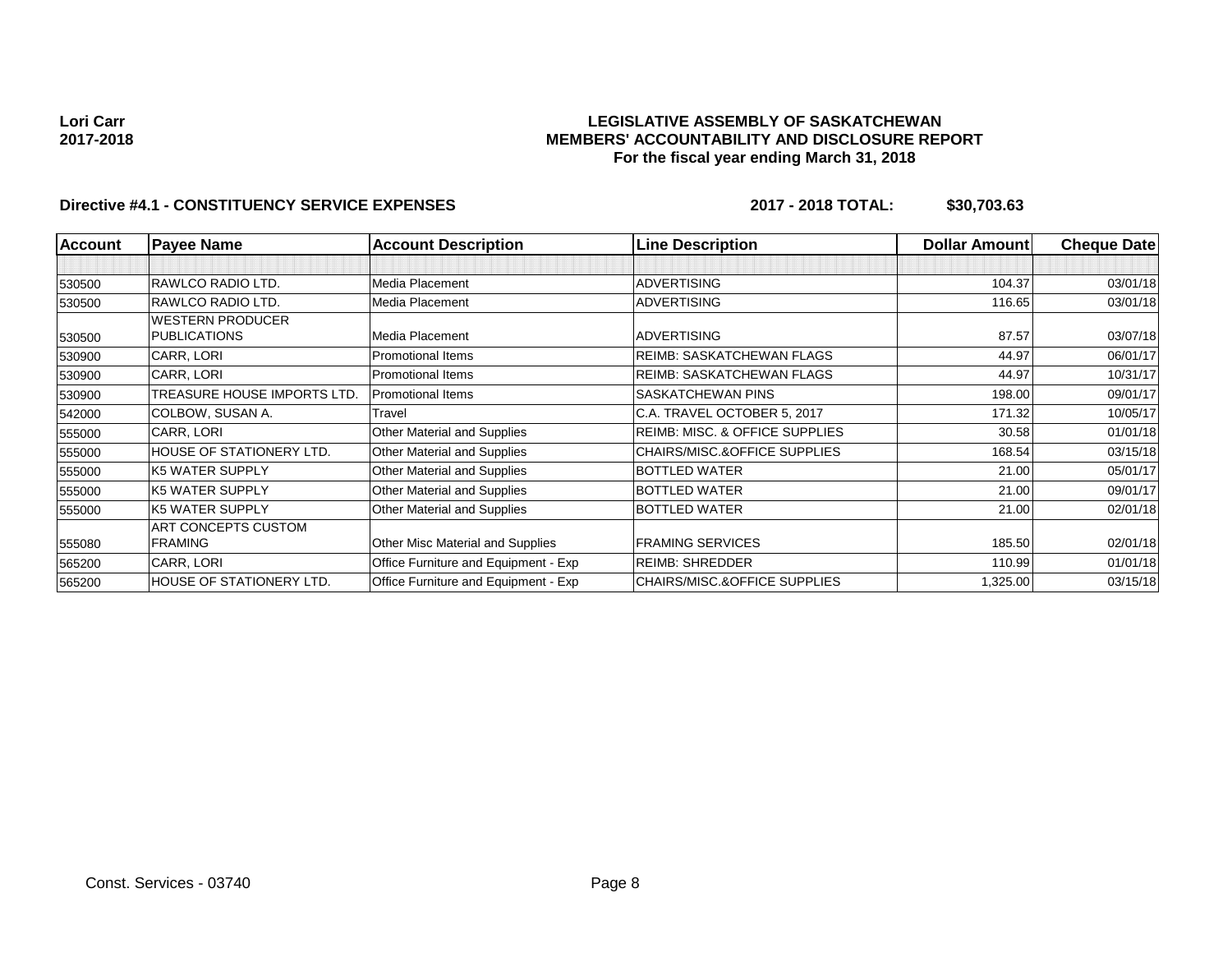**Lori Carr**
**2017-2018**

**LEGISLATIVE ASSEMBLY OF SASKATCHEWAN**
**MEMBERS' ACCOUNTABILITY AND DISCLOSURE REPORT**
**For the fiscal year ending March 31, 2018**

**Directive #4.1 - CONSTITUENCY SERVICE EXPENSES** **2017 - 2018 TOTAL: $30,703.63**

| Account | Payee Name | Account Description | Line Description | Dollar Amount | Cheque Date |
|---|---|---|---|---|---|
| | | | | | |
| 530500 | RAWLCO RADIO LTD. | Media Placement | ADVERTISING | 104.37 | 03/01/18 |
| 530500 | RAWLCO RADIO LTD. | Media Placement | ADVERTISING | 116.65 | 03/01/18 |
| 530500 | WESTERN PRODUCER PUBLICATIONS | Media Placement | ADVERTISING | 87.57 | 03/07/18 |
| 530900 | CARR, LORI | Promotional Items | REIMB: SASKATCHEWAN FLAGS | 44.97 | 06/01/17 |
| 530900 | CARR, LORI | Promotional Items | REIMB: SASKATCHEWAN FLAGS | 44.97 | 10/31/17 |
| 530900 | TREASURE HOUSE IMPORTS LTD. | Promotional Items | SASKATCHEWAN PINS | 198.00 | 09/01/17 |
| 542000 | COLBOW, SUSAN A. | Travel | C.A. TRAVEL OCTOBER 5, 2017 | 171.32 | 10/05/17 |
| 555000 | CARR, LORI | Other Material and Supplies | REIMB: MISC. & OFFICE SUPPLIES | 30.58 | 01/01/18 |
| 555000 | HOUSE OF STATIONERY LTD. | Other Material and Supplies | CHAIRS/MISC.&OFFICE SUPPLIES | 168.54 | 03/15/18 |
| 555000 | K5 WATER SUPPLY | Other Material and Supplies | BOTTLED WATER | 21.00 | 05/01/17 |
| 555000 | K5 WATER SUPPLY | Other Material and Supplies | BOTTLED WATER | 21.00 | 09/01/17 |
| 555000 | K5 WATER SUPPLY | Other Material and Supplies | BOTTLED WATER | 21.00 | 02/01/18 |
| 555080 | ART CONCEPTS CUSTOM FRAMING | Other Misc Material and Supplies | FRAMING SERVICES | 185.50 | 02/01/18 |
| 565200 | CARR, LORI | Office Furniture and Equipment - Exp | REIMB: SHREDDER | 110.99 | 01/01/18 |
| 565200 | HOUSE OF STATIONERY LTD. | Office Furniture and Equipment - Exp | CHAIRS/MISC.&OFFICE SUPPLIES | 1,325.00 | 03/15/18 |

Const. Services - 03740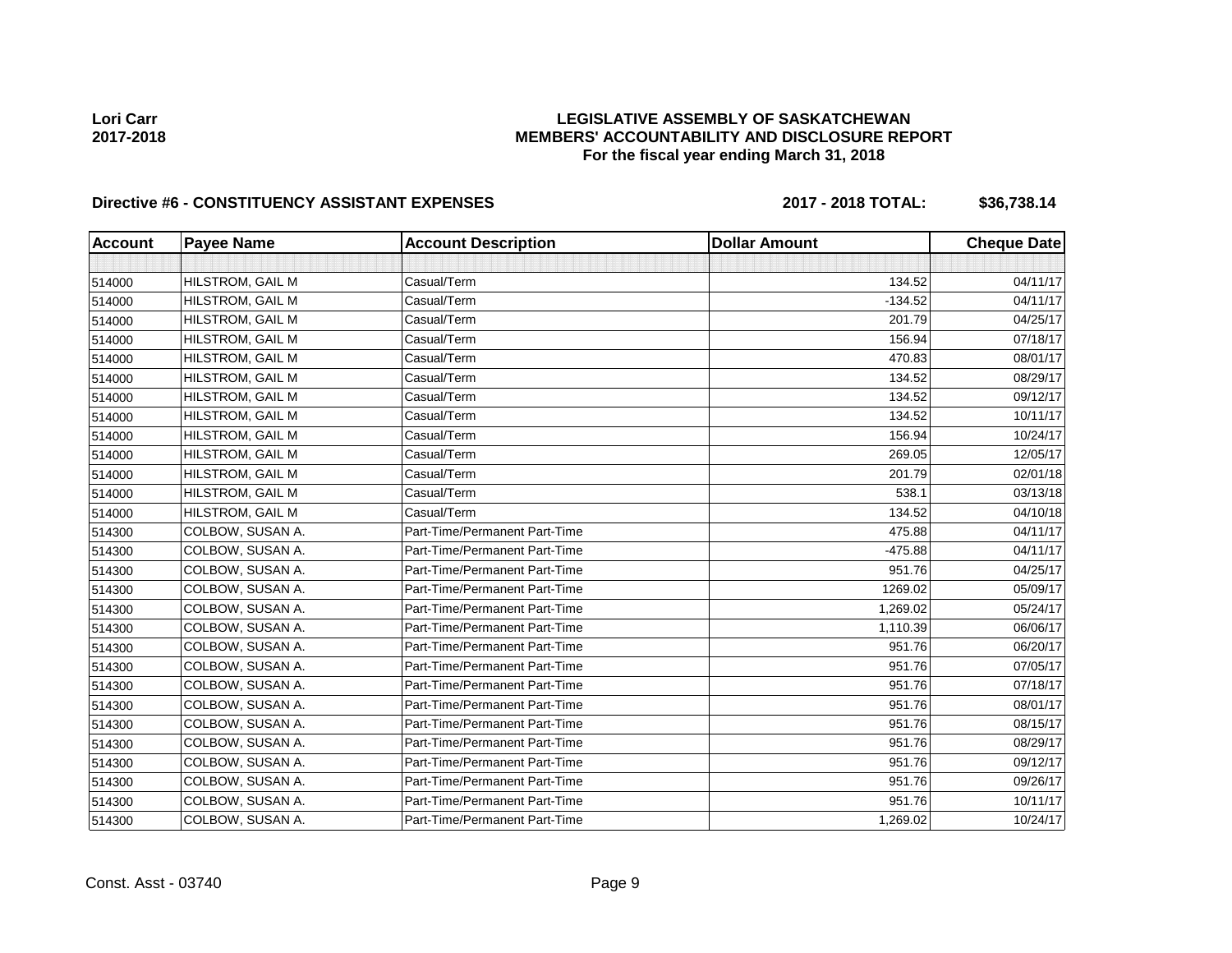Lori Carr
2017-2018

**LEGISLATIVE ASSEMBLY OF SASKATCHEWAN**
**MEMBERS' ACCOUNTABILITY AND DISCLOSURE REPORT**
**For the fiscal year ending March 31, 2018**

**Directive #6 - CONSTITUENCY ASSISTANT EXPENSES** **2017 - 2018 TOTAL: $36,738.14**

| Account | Payee Name | Account Description | Dollar Amount | Cheque Date |
|---|---|---|---|---|
| | | | | |
| 514000 | HILSTROM, GAIL M | Casual/Term | 134.52 | 04/11/17 |
| 514000 | HILSTROM, GAIL M | Casual/Term | -134.52 | 04/11/17 |
| 514000 | HILSTROM, GAIL M | Casual/Term | 201.79 | 04/25/17 |
| 514000 | HILSTROM, GAIL M | Casual/Term | 156.94 | 07/18/17 |
| 514000 | HILSTROM, GAIL M | Casual/Term | 470.83 | 08/01/17 |
| 514000 | HILSTROM, GAIL M | Casual/Term | 134.52 | 08/29/17 |
| 514000 | HILSTROM, GAIL M | Casual/Term | 134.52 | 09/12/17 |
| 514000 | HILSTROM, GAIL M | Casual/Term | 134.52 | 10/11/17 |
| 514000 | HILSTROM, GAIL M | Casual/Term | 156.94 | 10/24/17 |
| 514000 | HILSTROM, GAIL M | Casual/Term | 269.05 | 12/05/17 |
| 514000 | HILSTROM, GAIL M | Casual/Term | 201.79 | 02/01/18 |
| 514000 | HILSTROM, GAIL M | Casual/Term | 538.1 | 03/13/18 |
| 514000 | HILSTROM, GAIL M | Casual/Term | 134.52 | 04/10/18 |
| 514300 | COLBOW, SUSAN A. | Part-Time/Permanent Part-Time | 475.88 | 04/11/17 |
| 514300 | COLBOW, SUSAN A. | Part-Time/Permanent Part-Time | -475.88 | 04/11/17 |
| 514300 | COLBOW, SUSAN A. | Part-Time/Permanent Part-Time | 951.76 | 04/25/17 |
| 514300 | COLBOW, SUSAN A. | Part-Time/Permanent Part-Time | 1269.02 | 05/09/17 |
| 514300 | COLBOW, SUSAN A. | Part-Time/Permanent Part-Time | 1,269.02 | 05/24/17 |
| 514300 | COLBOW, SUSAN A. | Part-Time/Permanent Part-Time | 1,110.39 | 06/06/17 |
| 514300 | COLBOW, SUSAN A. | Part-Time/Permanent Part-Time | 951.76 | 06/20/17 |
| 514300 | COLBOW, SUSAN A. | Part-Time/Permanent Part-Time | 951.76 | 07/05/17 |
| 514300 | COLBOW, SUSAN A. | Part-Time/Permanent Part-Time | 951.76 | 07/18/17 |
| 514300 | COLBOW, SUSAN A. | Part-Time/Permanent Part-Time | 951.76 | 08/01/17 |
| 514300 | COLBOW, SUSAN A. | Part-Time/Permanent Part-Time | 951.76 | 08/15/17 |
| 514300 | COLBOW, SUSAN A. | Part-Time/Permanent Part-Time | 951.76 | 08/29/17 |
| 514300 | COLBOW, SUSAN A. | Part-Time/Permanent Part-Time | 951.76 | 09/12/17 |
| 514300 | COLBOW, SUSAN A. | Part-Time/Permanent Part-Time | 951.76 | 09/26/17 |
| 514300 | COLBOW, SUSAN A. | Part-Time/Permanent Part-Time | 951.76 | 10/11/17 |
| 514300 | COLBOW, SUSAN A. | Part-Time/Permanent Part-Time | 1,269.02 | 10/24/17 |

Const. Asst - 03740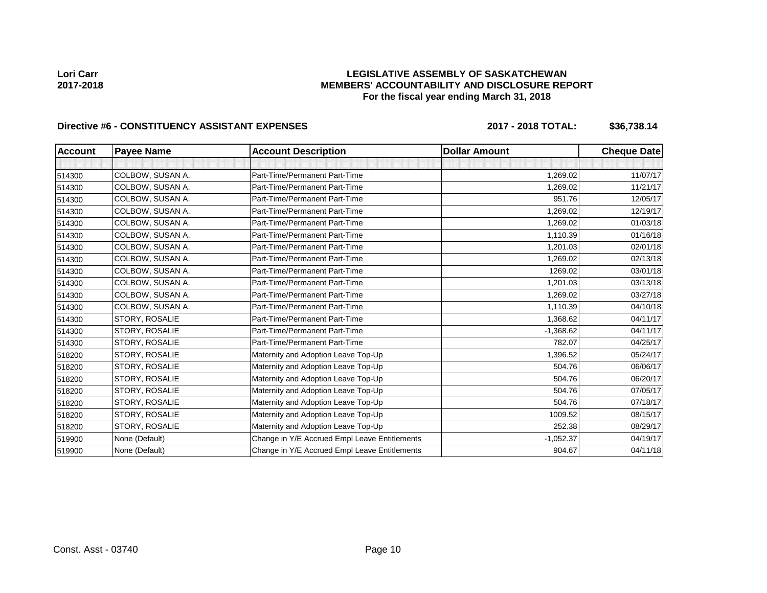Lori Carr
2017-2018

**LEGISLATIVE ASSEMBLY OF SASKATCHEWAN**
**MEMBERS' ACCOUNTABILITY AND DISCLOSURE REPORT**
**For the fiscal year ending March 31, 2018**

**Directive #6 - CONSTITUENCY ASSISTANT EXPENSES** **2017 - 2018 TOTAL: $36,738.14**

| Account | Payee Name | Account Description | Dollar Amount | Cheque Date |
|---|---|---|---|---|
| | | | | |
| 514300 | COLBOW, SUSAN A. | Part-Time/Permanent Part-Time | 1,269.02 | 11/07/17 |
| 514300 | COLBOW, SUSAN A. | Part-Time/Permanent Part-Time | 1,269.02 | 11/21/17 |
| 514300 | COLBOW, SUSAN A. | Part-Time/Permanent Part-Time | 951.76 | 12/05/17 |
| 514300 | COLBOW, SUSAN A. | Part-Time/Permanent Part-Time | 1,269.02 | 12/19/17 |
| 514300 | COLBOW, SUSAN A. | Part-Time/Permanent Part-Time | 1,269.02 | 01/03/18 |
| 514300 | COLBOW, SUSAN A. | Part-Time/Permanent Part-Time | 1,110.39 | 01/16/18 |
| 514300 | COLBOW, SUSAN A. | Part-Time/Permanent Part-Time | 1,201.03 | 02/01/18 |
| 514300 | COLBOW, SUSAN A. | Part-Time/Permanent Part-Time | 1,269.02 | 02/13/18 |
| 514300 | COLBOW, SUSAN A. | Part-Time/Permanent Part-Time | 1269.02 | 03/01/18 |
| 514300 | COLBOW, SUSAN A. | Part-Time/Permanent Part-Time | 1,201.03 | 03/13/18 |
| 514300 | COLBOW, SUSAN A. | Part-Time/Permanent Part-Time | 1,269.02 | 03/27/18 |
| 514300 | COLBOW, SUSAN A. | Part-Time/Permanent Part-Time | 1,110.39 | 04/10/18 |
| 514300 | STORY, ROSALIE | Part-Time/Permanent Part-Time | 1,368.62 | 04/11/17 |
| 514300 | STORY, ROSALIE | Part-Time/Permanent Part-Time | -1,368.62 | 04/11/17 |
| 514300 | STORY, ROSALIE | Part-Time/Permanent Part-Time | 782.07 | 04/25/17 |
| 518200 | STORY, ROSALIE | Maternity and Adoption Leave Top-Up | 1,396.52 | 05/24/17 |
| 518200 | STORY, ROSALIE | Maternity and Adoption Leave Top-Up | 504.76 | 06/06/17 |
| 518200 | STORY, ROSALIE | Maternity and Adoption Leave Top-Up | 504.76 | 06/20/17 |
| 518200 | STORY, ROSALIE | Maternity and Adoption Leave Top-Up | 504.76 | 07/05/17 |
| 518200 | STORY, ROSALIE | Maternity and Adoption Leave Top-Up | 504.76 | 07/18/17 |
| 518200 | STORY, ROSALIE | Maternity and Adoption Leave Top-Up | 1009.52 | 08/15/17 |
| 518200 | STORY, ROSALIE | Maternity and Adoption Leave Top-Up | 252.38 | 08/29/17 |
| 519900 | None (Default) | Change in Y/E Accrued Empl Leave Entitlements | -1,052.37 | 04/19/17 |
| 519900 | None (Default) | Change in Y/E Accrued Empl Leave Entitlements | 904.67 | 04/11/18 |

Const. Asst - 03740